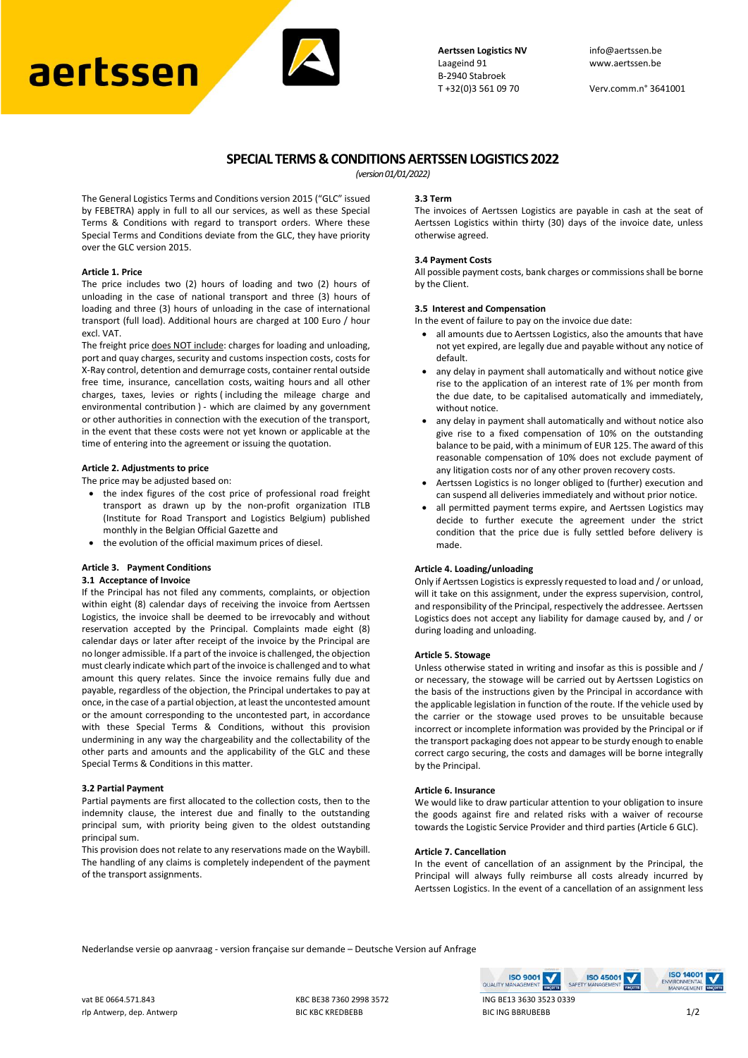aertssen

**Aertssen Logistics NV**
Laageind 91
B-2940 Stabroek
T +32(0)3 561 09 70

info@aertssen.be
www.aertssen.be

Verv.comm.n° 3641001

# SPECIAL TERMS & CONDITIONS AERTSSEN LOGISTICS 2022

*(version 01/01/2022)*

The General Logistics Terms and Conditions version 2015 ("GLC" issued by FEBETRA) apply in full to all our services, as well as these Special Terms & Conditions with regard to transport orders. Where these Special Terms and Conditions deviate from the GLC, they have priority over the GLC version 2015.

### Article 1. Price

The price includes two (2) hours of loading and two (2) hours of unloading in the case of national transport and three (3) hours of loading and three (3) hours of unloading in the case of international transport (full load). Additional hours are charged at 100 Euro / hour excl. VAT.

The freight price does NOT include: charges for loading and unloading, port and quay charges, security and customs inspection costs, costs for X-Ray control, detention and demurrage costs, container rental outside free time, insurance, cancellation costs, waiting hours and all other charges, taxes, levies or rights ( including the mileage charge and environmental contribution ) - which are claimed by any government or other authorities in connection with the execution of the transport, in the event that these costs were not yet known or applicable at the time of entering into the agreement or issuing the quotation.

### Article 2. Adjustments to price

The price may be adjusted based on:

- the index figures of the cost price of professional road freight transport as drawn up by the non-profit organization ITLB (Institute for Road Transport and Logistics Belgium) published monthly in the Belgian Official Gazette and
- the evolution of the official maximum prices of diesel.

### Article 3. Payment Conditions

#### 3.1 Acceptance of Invoice

If the Principal has not filed any comments, complaints, or objection within eight (8) calendar days of receiving the invoice from Aertssen Logistics, the invoice shall be deemed to be irrevocably and without reservation accepted by the Principal. Complaints made eight (8) calendar days or later after receipt of the invoice by the Principal are no longer admissible. If a part of the invoice is challenged, the objection must clearly indicate which part of the invoice is challenged and to what amount this query relates. Since the invoice remains fully due and payable, regardless of the objection, the Principal undertakes to pay at once, in the case of a partial objection, at least the uncontested amount or the amount corresponding to the uncontested part, in accordance with these Special Terms & Conditions, without this provision undermining in any way the chargeability and the collectability of the other parts and amounts and the applicability of the GLC and these Special Terms & Conditions in this matter.

#### 3.2 Partial Payment

Partial payments are first allocated to the collection costs, then to the indemnity clause, the interest due and finally to the outstanding principal sum, with priority being given to the oldest outstanding principal sum.

This provision does not relate to any reservations made on the Waybill. The handling of any claims is completely independent of the payment of the transport assignments.

#### 3.3 Term

The invoices of Aertssen Logistics are payable in cash at the seat of Aertssen Logistics within thirty (30) days of the invoice date, unless otherwise agreed.

#### 3.4 Payment Costs

All possible payment costs, bank charges or commissions shall be borne by the Client.

#### 3.5 Interest and Compensation

In the event of failure to pay on the invoice due date:

- all amounts due to Aertssen Logistics, also the amounts that have not yet expired, are legally due and payable without any notice of default.
- any delay in payment shall automatically and without notice give rise to the application of an interest rate of 1% per month from the due date, to be capitalised automatically and immediately, without notice.
- any delay in payment shall automatically and without notice also give rise to a fixed compensation of 10% on the outstanding balance to be paid, with a minimum of EUR 125. The award of this reasonable compensation of 10% does not exclude payment of any litigation costs nor of any other proven recovery costs.
- Aertssen Logistics is no longer obliged to (further) execution and can suspend all deliveries immediately and without prior notice.
- all permitted payment terms expire, and Aertssen Logistics may decide to further execute the agreement under the strict condition that the price due is fully settled before delivery is made.

### Article 4. Loading/unloading

Only if Aertssen Logistics is expressly requested to load and / or unload, will it take on this assignment, under the express supervision, control, and responsibility of the Principal, respectively the addressee. Aertssen Logistics does not accept any liability for damage caused by, and / or during loading and unloading.

### Article 5. Stowage

Unless otherwise stated in writing and insofar as this is possible and / or necessary, the stowage will be carried out by Aertssen Logistics on the basis of the instructions given by the Principal in accordance with the applicable legislation in function of the route. If the vehicle used by the carrier or the stowage used proves to be unsuitable because incorrect or incomplete information was provided by the Principal or if the transport packaging does not appear to be sturdy enough to enable correct cargo securing, the costs and damages will be borne integrally by the Principal.

### Article 6. Insurance

We would like to draw particular attention to your obligation to insure the goods against fire and related risks with a waiver of recourse towards the Logistic Service Provider and third parties (Article 6 GLC).

### Article 7. Cancellation

In the event of cancellation of an assignment by the Principal, the Principal will always fully reimburse all costs already incurred by Aertssen Logistics. In the event of a cancellation of an assignment less

Nederlandse versie op aanvraag - version française sur demande – Deutsche Version auf Anfrage

vat BE 0664.571.843
rlp Antwerp, dep. Antwerp

KBC BE38 7360 2998 3572
BIC KBC KREDBEBB

ING BE13 3630 3523 0339
BIC ING BBRUBEBB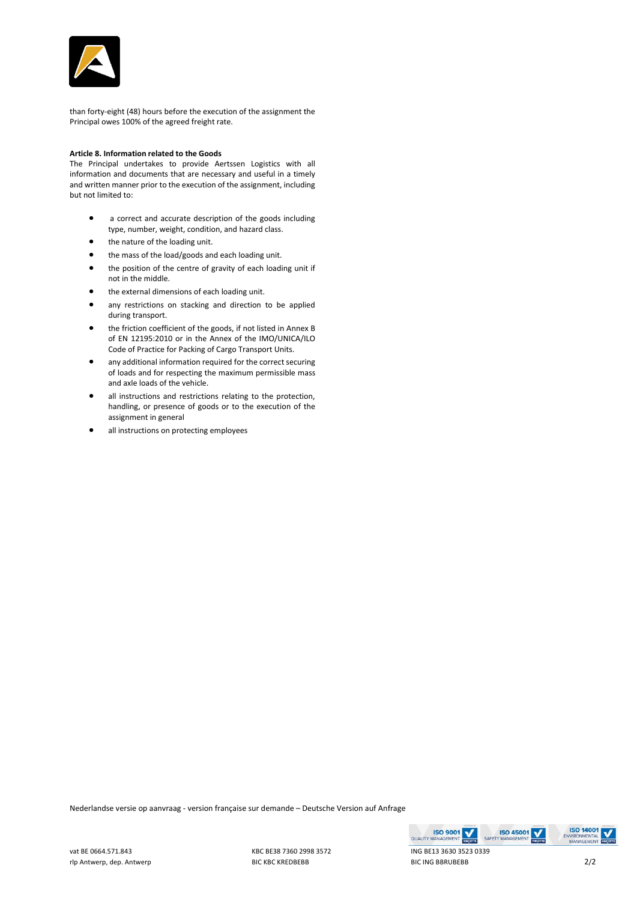than forty-eight (48) hours before the execution of the assignment the Principal owes 100% of the agreed freight rate.

**Article 8. Information related to the Goods**

The Principal undertakes to provide Aertssen Logistics with all information and documents that are necessary and useful in a timely and written manner prior to the execution of the assignment, including but not limited to:

- a correct and accurate description of the goods including type, number, weight, condition, and hazard class.
- the nature of the loading unit.
- the mass of the load/goods and each loading unit.
- the position of the centre of gravity of each loading unit if not in the middle.
- the external dimensions of each loading unit.
- any restrictions on stacking and direction to be applied during transport.
- the friction coefficient of the goods, if not listed in Annex B of EN 12195:2010 or in the Annex of the IMO/UNICA/ILO Code of Practice for Packing of Cargo Transport Units.
- any additional information required for the correct securing of loads and for respecting the maximum permissible mass and axle loads of the vehicle.
- all instructions and restrictions relating to the protection, handling, or presence of goods or to the execution of the assignment in general
- all instructions on protecting employees

Nederlandse versie op aanvraag - version française sur demande – Deutsche Version auf Anfrage

ISO 9001 QUALITY MANAGEMENT | ISO 45001 SAFETY MANAGEMENT | ISO 14001 ENVIRONMENTAL MANAGEMENT

vat BE 0664.571.843
rlp Antwerp, dep. Antwerp

KBC BE38 7360 2998 3572
BIC KBC KREDBEBB

ING BE13 3630 3523 0339
BIC ING BBRUBEBB